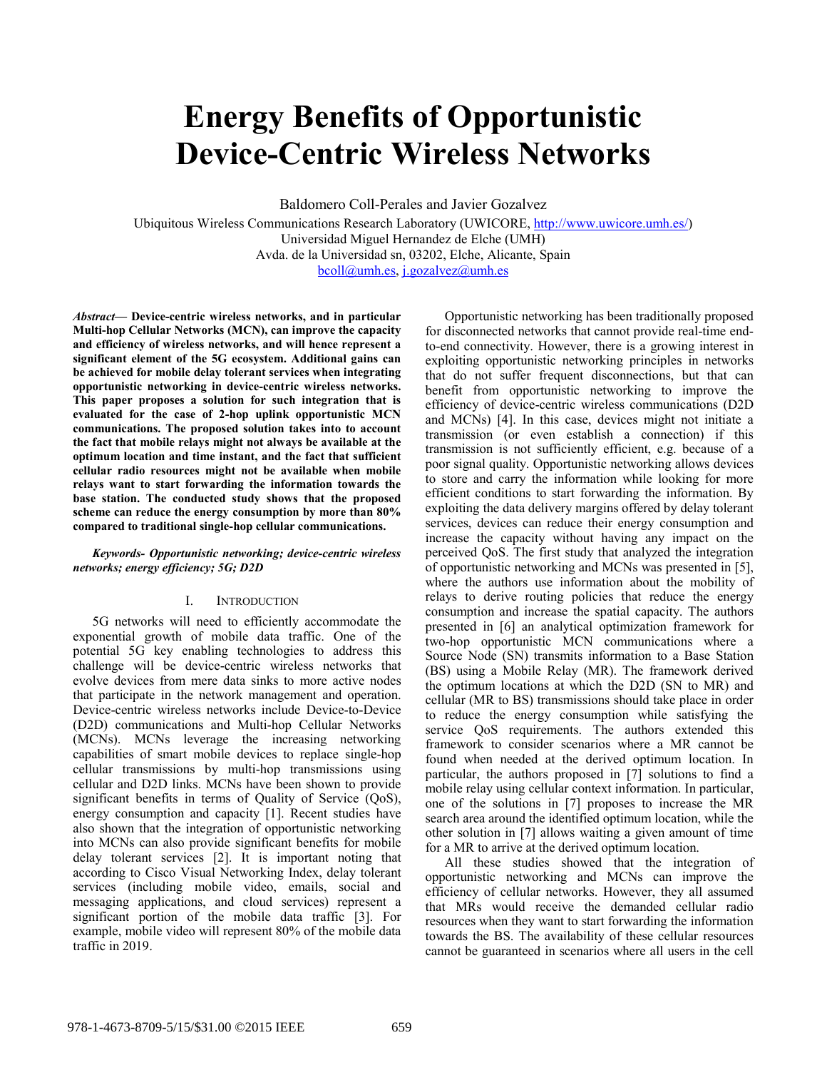# Energy Benefits of Opportunistic Device-Centric Wireless Networks

Baldomero Coll-Perales and Javier Gozalvez

Ubiquitous Wireless Communications Research Laboratory (UWICORE, http://www.uwicore.umh.es/)
Universidad Miguel Hernandez de Elche (UMH)
Avda. de la Universidad sn, 03202, Elche, Alicante, Spain
bcoll@umh.es, j.gozalvez@umh.es

***Abstract*— Device-centric wireless networks, and in particular Multi-hop Cellular Networks (MCN), can improve the capacity and efficiency of wireless networks, and will hence represent a significant element of the 5G ecosystem. Additional gains can be achieved for mobile delay tolerant services when integrating opportunistic networking in device-centric wireless networks. This paper proposes a solution for such integration that is evaluated for the case of 2-hop uplink opportunistic MCN communications. The proposed solution takes into to account the fact that mobile relays might not always be available at the optimum location and time instant, and the fact that sufficient cellular radio resources might not be available when mobile relays want to start forwarding the information towards the base station. The conducted study shows that the proposed scheme can reduce the energy consumption by more than 80% compared to traditional single-hop cellular communications.**

***Keywords- Opportunistic networking; device-centric wireless networks; energy efficiency; 5G; D2D***

## I. Introduction

5G networks will need to efficiently accommodate the exponential growth of mobile data traffic. One of the potential 5G key enabling technologies to address this challenge will be device-centric wireless networks that evolve devices from mere data sinks to more active nodes that participate in the network management and operation. Device-centric wireless networks include Device-to-Device (D2D) communications and Multi-hop Cellular Networks (MCNs). MCNs leverage the increasing networking capabilities of smart mobile devices to replace single-hop cellular transmissions by multi-hop transmissions using cellular and D2D links. MCNs have been shown to provide significant benefits in terms of Quality of Service (QoS), energy consumption and capacity [1]. Recent studies have also shown that the integration of opportunistic networking into MCNs can also provide significant benefits for mobile delay tolerant services [2]. It is important noting that according to Cisco Visual Networking Index, delay tolerant services (including mobile video, emails, social and messaging applications, and cloud services) represent a significant portion of the mobile data traffic [3]. For example, mobile video will represent 80% of the mobile data traffic in 2019.

Opportunistic networking has been traditionally proposed for disconnected networks that cannot provide real-time end-to-end connectivity. However, there is a growing interest in exploiting opportunistic networking principles in networks that do not suffer frequent disconnections, but that can benefit from opportunistic networking to improve the efficiency of device-centric wireless communications (D2D and MCNs) [4]. In this case, devices might not initiate a transmission (or even establish a connection) if this transmission is not sufficiently efficient, e.g. because of a poor signal quality. Opportunistic networking allows devices to store and carry the information while looking for more efficient conditions to start forwarding the information. By exploiting the data delivery margins offered by delay tolerant services, devices can reduce their energy consumption and increase the capacity without having any impact on the perceived QoS. The first study that analyzed the integration of opportunistic networking and MCNs was presented in [5], where the authors use information about the mobility of relays to derive routing policies that reduce the energy consumption and increase the spatial capacity. The authors presented in [6] an analytical optimization framework for two-hop opportunistic MCN communications where a Source Node (SN) transmits information to a Base Station (BS) using a Mobile Relay (MR). The framework derived the optimum locations at which the D2D (SN to MR) and cellular (MR to BS) transmissions should take place in order to reduce the energy consumption while satisfying the service QoS requirements. The authors extended this framework to consider scenarios where a MR cannot be found when needed at the derived optimum location. In particular, the authors proposed in [7] solutions to find a mobile relay using cellular context information. In particular, one of the solutions in [7] proposes to increase the MR search area around the identified optimum location, while the other solution in [7] allows waiting a given amount of time for a MR to arrive at the derived optimum location.

All these studies showed that the integration of opportunistic networking and MCNs can improve the efficiency of cellular networks. However, they all assumed that MRs would receive the demanded cellular radio resources when they want to start forwarding the information towards the BS. The availability of these cellular resources cannot be guaranteed in scenarios where all users in the cell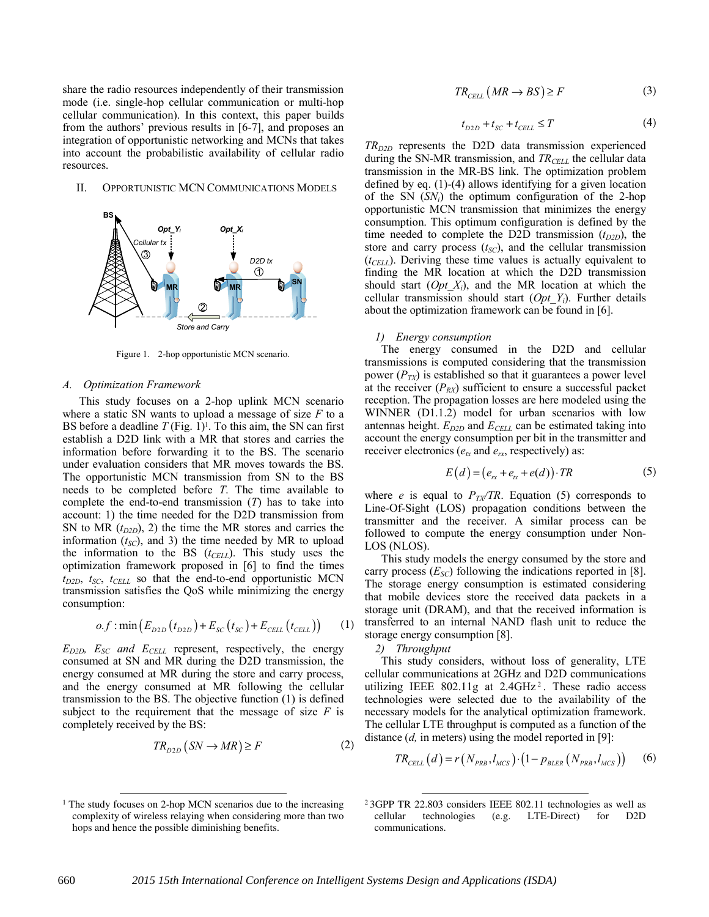share the radio resources independently of their transmission mode (i.e. single-hop cellular communication or multi-hop cellular communication). In this context, this paper builds from the authors' previous results in [6-7], and proposes an integration of opportunistic networking and MCNs that takes into account the probabilistic availability of cellular radio resources.

## II. Opportunistic MCN Communications Models

Figure 1. 2-hop opportunistic MCN scenario.

### A. Optimization Framework

This study focuses on a 2-hop uplink MCN scenario where a static SN wants to upload a message of size $F$ to a BS before a deadline $T$ (Fig. 1)[1]. To this aim, the SN can first establish a D2D link with a MR that stores and carries the information before forwarding it to the BS. The scenario under evaluation considers that MR moves towards the BS. The opportunistic MCN transmission from SN to the BS needs to be completed before $T$. The time available to complete the end-to-end transmission ($T$) has to take into account: 1) the time needed for the D2D transmission from SN to MR ($t_{D2D}$), 2) the time the MR stores and carries the information ($t_{SC}$), and 3) the time needed by MR to upload the information to the BS ($t_{CELL}$). This study uses the optimization framework proposed in [6] to find the times $t_{D2D}$, $t_{SC}$, $t_{CELL}$ so that the end-to-end opportunistic MCN transmission satisfies the QoS while minimizing the energy consumption:

$$o.f : \min\left(E_{D2D}\left(t_{D2D}\right) + E_{SC}\left(t_{SC}\right) + E_{CELL}\left(t_{CELL}\right)\right) \quad (1)$$

$E_{D2D}$, $E_{SC}$ *and* $E_{CELL}$ represent, respectively, the energy consumed at SN and MR during the D2D transmission, the energy consumed at MR during the store and carry process, and the energy consumed at MR following the cellular transmission to the BS. The objective function (1) is defined subject to the requirement that the message of size $F$ is completely received by the BS:

$$TR_{D2D}\left(SN \rightarrow MR\right) \geq F \quad (2)$$

$$TR_{CELL}\left(MR \rightarrow BS\right) \geq F \quad (3)$$

$$t_{D2D} + t_{SC} + t_{CELL} \leq T \quad (4)$$

$TR_{D2D}$ represents the D2D data transmission experienced during the SN-MR transmission, and $TR_{CELL}$ the cellular data transmission in the MR-BS link. The optimization problem defined by eq. (1)-(4) allows identifying for a given location of the SN ($SN_i$) the optimum configuration of the 2-hop opportunistic MCN transmission that minimizes the energy consumption. This optimum configuration is defined by the time needed to complete the D2D transmission ($t_{D2D}$), the store and carry process ($t_{SC}$), and the cellular transmission ($t_{CELL}$). Deriving these time values is actually equivalent to finding the MR location at which the D2D transmission should start ($Opt\_X_i$), and the MR location at which the cellular transmission should start ($Opt\_Y_i$). Further details about the optimization framework can be found in [6].

#### 1) Energy consumption

The energy consumed in the D2D and cellular transmissions is computed considering that the transmission power ($P_{TX}$) is established so that it guarantees a power level at the receiver ($P_{RX}$) sufficient to ensure a successful packet reception. The propagation losses are here modeled using the WINNER (D1.1.2) model for urban scenarios with low antennas height. $E_{D2D}$ and $E_{CELL}$ can be estimated taking into account the energy consumption per bit in the transmitter and receiver electronics ($e_{tx}$ and $e_{rx}$, respectively) as:

$$E\left(d\right) = \left(e_{rx} + e_{tx} + e(d)\right) \cdot TR \quad (5)$$

where $e$ is equal to $P_{TX}/TR$. Equation (5) corresponds to Line-Of-Sight (LOS) propagation conditions between the transmitter and the receiver. A similar process can be followed to compute the energy consumption under Non-LOS (NLOS).

This study models the energy consumed by the store and carry process ($E_{SC}$) following the indications reported in [8]. The storage energy consumption is estimated considering that mobile devices store the received data packets in a storage unit (DRAM), and that the received information is transferred to an internal NAND flash unit to reduce the storage energy consumption [8].

#### 2) Throughput

This study considers, without loss of generality, LTE cellular communications at 2GHz and D2D communications utilizing IEEE 802.11g at 2.4GHz[2]. These radio access technologies were selected due to the availability of the necessary models for the analytical optimization framework. The cellular LTE throughput is computed as a function of the distance ($d$, in meters) using the model reported in [9]:

$$TR_{CELL}\left(d\right) = r\left(N_{PRB}, l_{MCS}\right) \cdot \left(1 - p_{BLER}\left(N_{PRB}, l_{MCS}\right)\right) \quad (6)$$

---

[1] The study focuses on 2-hop MCN scenarios due to the increasing complexity of wireless relaying when considering more than two hops and hence the possible diminishing benefits.

[2] 3GPP TR 22.803 considers IEEE 802.11 technologies as well as cellular technologies (e.g. LTE-Direct) for D2D communications.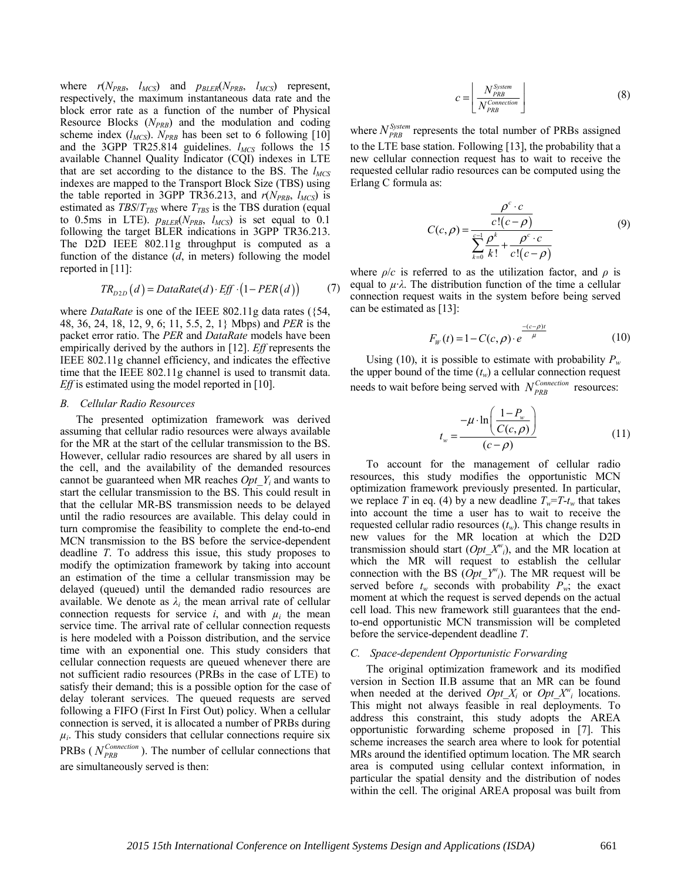where $r(N_{PRB}, l_{MCS})$ and $p_{BLER}(N_{PRB}, l_{MCS})$ represent, respectively, the maximum instantaneous data rate and the block error rate as a function of the number of Physical Resource Blocks ($N_{PRB}$) and the modulation and coding scheme index ($l_{MCS}$). $N_{PRB}$ has been set to 6 following [10] and the 3GPP TR25.814 guidelines. $l_{MCS}$ follows the 15 available Channel Quality Indicator (CQI) indexes in LTE that are set according to the distance to the BS. The $l_{MCS}$ indexes are mapped to the Transport Block Size (TBS) using the table reported in 3GPP TR36.213, and $r(N_{PRB}, l_{MCS})$ is estimated as $TBS/T_{TBS}$ where $T_{TBS}$ is the TBS duration (equal to 0.5ms in LTE). $p_{BLER}(N_{PRB}, l_{MCS})$ is set equal to 0.1 following the target BLER indications in 3GPP TR36.213. The D2D IEEE 802.11g throughput is computed as a function of the distance ($d$, in meters) following the model reported in [11]:

$$TR_{D2D}(d) = DataRate(d) \cdot Eff \cdot (1 - PER(d)) \tag{7}$$

where *DataRate* is one of the IEEE 802.11g data rates ({54, 48, 36, 24, 18, 12, 9, 6; 11, 5.5, 2, 1} Mbps) and *PER* is the packet error ratio. The *PER* and *DataRate* models have been empirically derived by the authors in [12]. *Eff* represents the IEEE 802.11g channel efficiency, and indicates the effective time that the IEEE 802.11g channel is used to transmit data. *Eff* is estimated using the model reported in [10].

### *B. Cellular Radio Resources*

The presented optimization framework was derived assuming that cellular radio resources were always available for the MR at the start of the cellular transmission to the BS. However, cellular radio resources are shared by all users in the cell, and the availability of the demanded resources cannot be guaranteed when MR reaches $Opt\_Y_i$ and wants to start the cellular transmission to the BS. This could result in that the cellular MR-BS transmission needs to be delayed until the radio resources are available. This delay could in turn compromise the feasibility to complete the end-to-end MCN transmission to the BS before the service-dependent deadline $T$. To address this issue, this study proposes to modify the optimization framework by taking into account an estimation of the time a cellular transmission may be delayed (queued) until the demanded radio resources are available. We denote as $\lambda_i$ the mean arrival rate of cellular connection requests for service $i$, and with $\mu_i$ the mean service time. The arrival rate of cellular connection requests is here modeled with a Poisson distribution, and the service time with an exponential one. This study considers that cellular connection requests are queued whenever there are not sufficient radio resources (PRBs in the case of LTE) to satisfy their demand; this is a possible option for the case of delay tolerant services. The queued requests are served following a FIFO (First In First Out) policy. When a cellular connection is served, it is allocated a number of PRBs during $\mu_i$. This study considers that cellular connections require six PRBs ($N_{PRB}^{Connection}$). The number of cellular connections that are simultaneously served is then:

$$c = \left\lfloor \frac{N_{PRB}^{System}}{N_{PRB}^{Connection}} \right\rfloor \tag{8}$$

where $N_{PRB}^{System}$ represents the total number of PRBs assigned to the LTE base station. Following [13], the probability that a new cellular connection request has to wait to receive the requested cellular radio resources can be computed using the Erlang C formula as:

$$C(c,\rho) = \frac{\dfrac{\rho^c \cdot c}{c!(c-\rho)}}{\displaystyle\sum_{k=0}^{c-1} \frac{\rho^k}{k!} + \frac{\rho^c \cdot c}{c!(c-\rho)}} \tag{9}$$

where $\rho/c$ is referred to as the utilization factor, and $\rho$ is equal to $\mu \cdot \lambda$. The distribution function of the time a cellular connection request waits in the system before being served can be estimated as [13]:

$$F_W(t) = 1 - C(c,\rho) \cdot e^{\frac{-(c-\rho)t}{\mu}} \tag{10}$$

Using (10), it is possible to estimate with probability $P_w$ the upper bound of the time ($t_w$) a cellular connection request needs to wait before being served with $N_{PRB}^{Connection}$ resources:

$$t_w = \frac{-\mu \cdot \ln\left(\dfrac{1-P_w}{C(c,\rho)}\right)}{(c-\rho)} \tag{11}$$

To account for the management of cellular radio resources, this study modifies the opportunistic MCN optimization framework previously presented. In particular, we replace $T$ in eq. (4) by a new deadline $T_w = T - t_w$ that takes into account the time a user has to wait to receive the requested cellular radio resources ($t_w$). This change results in new values for the MR location at which the D2D transmission should start ($Opt\_X^w_i$), and the MR location at which the MR will request to establish the cellular connection with the BS ($Opt\_Y^w_i$). The MR request will be served before $t_w$ seconds with probability $P_w$; the exact moment at which the request is served depends on the actual cell load. This new framework still guarantees that the end-to-end opportunistic MCN transmission will be completed before the service-dependent deadline $T$.

### *C. Space-dependent Opportunistic Forwarding*

The original optimization framework and its modified version in Section II.B assume that an MR can be found when needed at the derived $Opt\_X_i$ or $Opt\_X^w_i$ locations. This might not always feasible in real deployments. To address this constraint, this study adopts the AREA opportunistic forwarding scheme proposed in [7]. This scheme increases the search area where to look for potential MRs around the identified optimum location. The MR search area is computed using cellular context information, in particular the spatial density and the distribution of nodes within the cell. The original AREA proposal was built from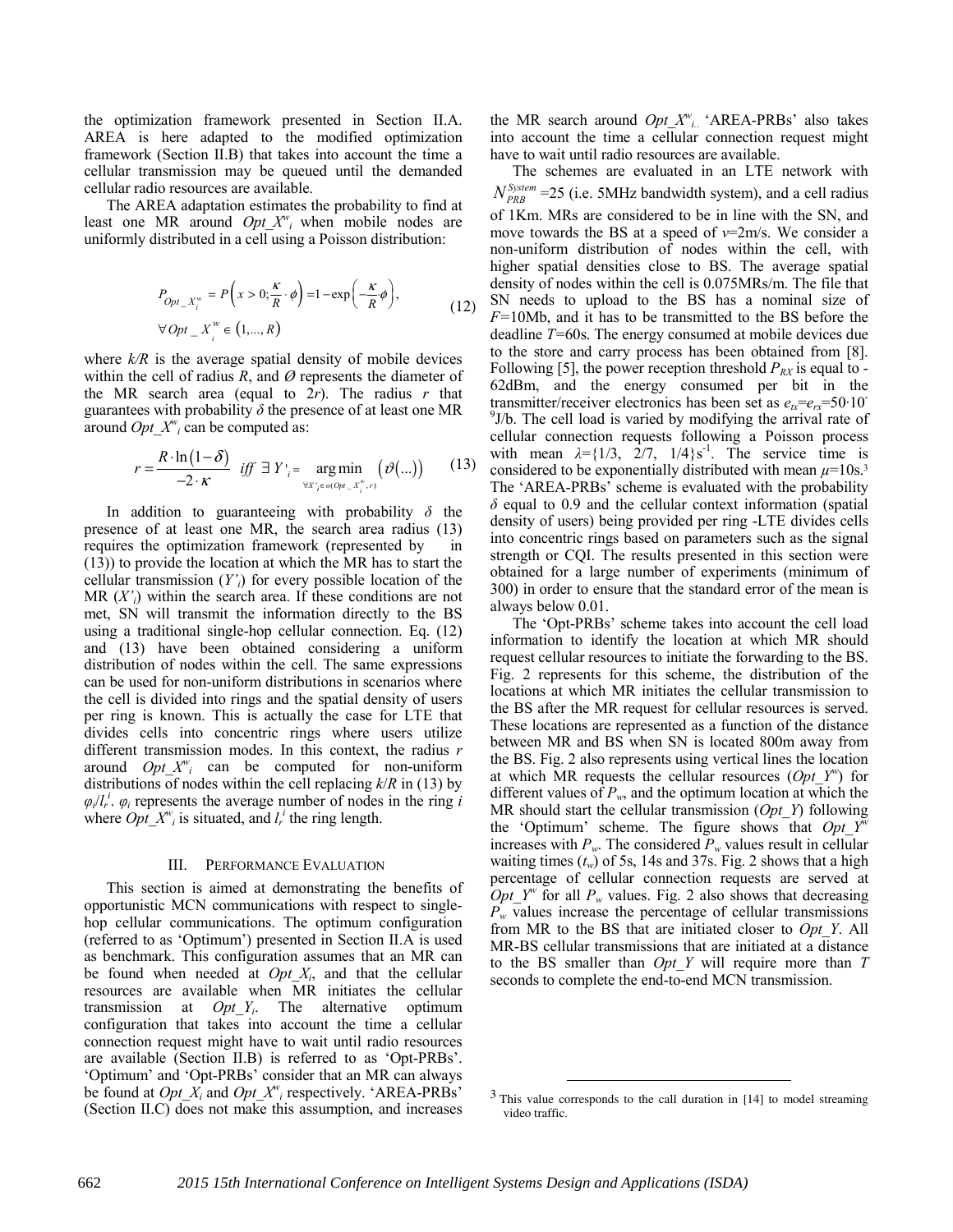the optimization framework presented in Section II.A. AREA is here adapted to the modified optimization framework (Section II.B) that takes into account the time a cellular transmission may be queued until the demanded cellular radio resources are available.

The AREA adaptation estimates the probability to find at least one MR around $Opt\_X^w_i$ when mobile nodes are uniformly distributed in a cell using a Poisson distribution:

$$P_{Opt\_X_i^w} = P\left(x > 0; \frac{\kappa}{R}\cdot\phi\right) = 1 - \exp\left(-\frac{\kappa}{R}\phi\right), \quad \forall Opt\_X_i^w \in (1,...,R) \tag{12}$$

where $k/R$ is the average spatial density of mobile devices within the cell of radius $R$, and $\emptyset$ represents the diameter of the MR search area (equal to $2r$). The radius $r$ that guarantees with probability $\delta$ the presence of at least one MR around $Opt\_X^w_i$ can be computed as:

$$r = \frac{R\cdot\ln(1-\delta)}{-2\cdot\kappa} \quad iff \ \exists\, Y'_i = \underset{\forall X'_i \in o(Opt\_X_i^w, r)}{\arg\min} \left(\vartheta(...)\right) \tag{13}$$

In addition to guaranteeing with probability $\delta$ the presence of at least one MR, the search area radius (13) requires the optimization framework (represented by in (13)) to provide the location at which the MR has to start the cellular transmission ($Y'_i$) for every possible location of the MR ($X'_i$) within the search area. If these conditions are not met, SN will transmit the information directly to the BS using a traditional single-hop cellular connection. Eq. (12) and (13) have been obtained considering a uniform distribution of nodes within the cell. The same expressions can be used for non-uniform distributions in scenarios where the cell is divided into rings and the spatial density of users per ring is known. This is actually the case for LTE that divides cells into concentric rings where users utilize different transmission modes. In this context, the radius $r$ around $Opt\_X^w_i$ can be computed for non-uniform distributions of nodes within the cell replacing $k/R$ in (13) by $\varphi_i/l_r^i$. $\varphi_i$ represents the average number of nodes in the ring $i$ where $Opt\_X^w_i$ is situated, and $l_r^i$ the ring length.

## III. Performance Evaluation

This section is aimed at demonstrating the benefits of opportunistic MCN communications with respect to single-hop cellular communications. The optimum configuration (referred to as 'Optimum') presented in Section II.A is used as benchmark. This configuration assumes that an MR can be found when needed at $Opt\_X_i$, and that the cellular resources are available when MR initiates the cellular transmission at $Opt\_Y_i$. The alternative optimum configuration that takes into account the time a cellular connection request might have to wait until radio resources are available (Section II.B) is referred to as 'Opt-PRBs'. 'Optimum' and 'Opt-PRBs' consider that an MR can always be found at $Opt\_X_i$ and $Opt\_X^w_i$ respectively. 'AREA-PRBs' (Section II.C) does not make this assumption, and increases the MR search around $Opt\_X^w_i$. 'AREA-PRBs' also takes into account the time a cellular connection request might have to wait until radio resources are available.

The schemes are evaluated in an LTE network with $N_{PRB}^{System}$=25 (i.e. 5MHz bandwidth system), and a cell radius of 1Km. MRs are considered to be in line with the SN, and move towards the BS at a speed of $v$=2m/s. We consider a non-uniform distribution of nodes within the cell, with higher spatial densities close to BS. The average spatial density of nodes within the cell is 0.075MRs/m. The file that SN needs to upload to the BS has a nominal size of $F$=10Mb, and it has to be transmitted to the BS before the deadline $T$=60s. The energy consumed at mobile devices due to the store and carry process has been obtained from [8]. Following [5], the power reception threshold $P_{RX}$ is equal to -62dBm, and the energy consumed per bit in the transmitter/receiver electronics has been set as $e_{tx}=e_{rx}=50\cdot10^{-9}$J/b. The cell load is varied by modifying the arrival rate of cellular connection requests following a Poisson process with mean $\lambda=\{1/3, 2/7, 1/4\}s^{-1}$. The service time is considered to be exponentially distributed with mean $\mu$=10s.[3] The 'AREA-PRBs' scheme is evaluated with the probability $\delta$ equal to 0.9 and the cellular context information (spatial density of users) being provided per ring -LTE divides cells into concentric rings based on parameters such as the signal strength or CQI. The results presented in this section were obtained for a large number of experiments (minimum of 300) in order to ensure that the standard error of the mean is always below 0.01.

The 'Opt-PRBs' scheme takes into account the cell load information to identify the location at which MR should request cellular resources to initiate the forwarding to the BS. Fig. 2 represents for this scheme, the distribution of the locations at which MR initiates the cellular transmission to the BS after the MR request for cellular resources is served. These locations are represented as a function of the distance between MR and BS when SN is located 800m away from the BS. Fig. 2 also represents using vertical lines the location at which MR requests the cellular resources ($Opt\_Y^w$) for different values of $P_w$, and the optimum location at which the MR should start the cellular transmission ($Opt\_Y$) following the 'Optimum' scheme. The figure shows that $Opt\_Y^w$ increases with $P_w$. The considered $P_w$ values result in cellular waiting times ($t_w$) of 5s, 14s and 37s. Fig. 2 shows that a high percentage of cellular connection requests are served at $Opt\_Y^w$ for all $P_w$ values. Fig. 2 also shows that decreasing $P_w$ values increase the percentage of cellular transmissions from MR to the BS that are initiated closer to $Opt\_Y$. All MR-BS cellular transmissions that are initiated at a distance to the BS smaller than $Opt\_Y$ will require more than $T$ seconds to complete the end-to-end MCN transmission.

[3] This value corresponds to the call duration in [14] to model streaming video traffic.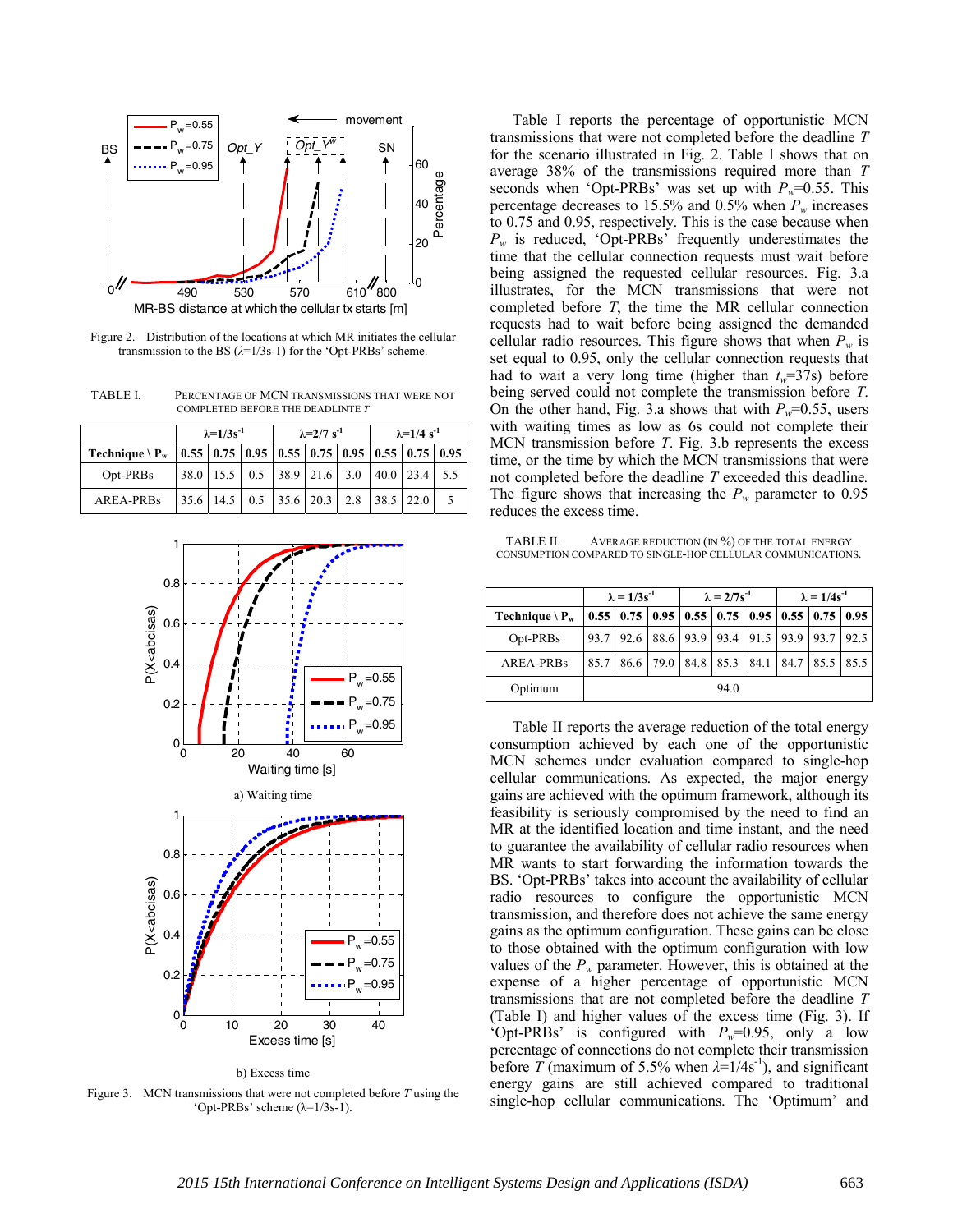Figure 2. Distribution of the locations at which MR initiates the cellular transmission to the BS ($\lambda$=1/3s-1) for the 'Opt-PRBs' scheme.

TABLE I. PERCENTAGE OF MCN TRANSMISSIONS THAT WERE NOT COMPLETED BEFORE THE DEADLINTE $T$

| | $\lambda$=1/3s$^{-1}$ | | | $\lambda$=2/7 s$^{-1}$ | | | $\lambda$=1/4 s$^{-1}$ | | |
|---|---|---|---|---|---|---|---|---|---|
| **Technique \ P$_w$** | **0.55** | **0.75** | **0.95** | **0.55** | **0.75** | **0.95** | **0.55** | **0.75** | **0.95** |
| Opt-PRBs | 38.0 | 15.5 | 0.5 | 38.9 | 21.6 | 3.0 | 40.0 | 23.4 | 5.5 |
| AREA-PRBs | 35.6 | 14.5 | 0.5 | 35.6 | 20.3 | 2.8 | 38.5 | 22.0 | 5 |

a) Waiting time

b) Excess time

Figure 3. MCN transmissions that were not completed before $T$ using the 'Opt-PRBs' scheme ($\lambda$=1/3s-1).

Table I reports the percentage of opportunistic MCN transmissions that were not completed before the deadline $T$ for the scenario illustrated in Fig. 2. Table I shows that on average 38% of the transmissions required more than $T$ seconds when 'Opt-PRBs' was set up with $P_w$=0.55. This percentage decreases to 15.5% and 0.5% when $P_w$ increases to 0.75 and 0.95, respectively. This is the case because when $P_w$ is reduced, 'Opt-PRBs' frequently underestimates the time that the cellular connection requests must wait before being assigned the requested cellular resources. Fig. 3.a illustrates, for the MCN transmissions that were not completed before $T$, the time the MR cellular connection requests had to wait before being assigned the demanded cellular radio resources. This figure shows that when $P_w$ is set equal to 0.95, only the cellular connection requests that had to wait a very long time (higher than $t_w$=37s) before being served could not complete the transmission before $T$. On the other hand, Fig. 3.a shows that with $P_w$=0.55, users with waiting times as low as 6s could not complete their MCN transmission before $T$. Fig. 3.b represents the excess time, or the time by which the MCN transmissions that were not completed before the deadline $T$ exceeded this deadline. The figure shows that increasing the $P_w$ parameter to 0.95 reduces the excess time.

TABLE II. AVERAGE REDUCTION (IN %) OF THE TOTAL ENERGY CONSUMPTION COMPARED TO SINGLE-HOP CELLULAR COMMUNICATIONS.

| | $\lambda$ = 1/3s$^{-1}$ | | | $\lambda$ = 2/7s$^{-1}$ | | | $\lambda$ = 1/4s$^{-1}$ | | |
|---|---|---|---|---|---|---|---|---|---|
| **Technique \ P$_w$** | **0.55** | **0.75** | **0.95** | **0.55** | **0.75** | **0.95** | **0.55** | **0.75** | **0.95** |
| Opt-PRBs | 93.7 | 92.6 | 88.6 | 93.9 | 93.4 | 91.5 | 93.9 | 93.7 | 92.5 |
| AREA-PRBs | 85.7 | 86.6 | 79.0 | 84.8 | 85.3 | 84.1 | 84.7 | 85.5 | 85.5 |
| Optimum | 94.0 | | | | | | | | |

Table II reports the average reduction of the total energy consumption achieved by each one of the opportunistic MCN schemes under evaluation compared to single-hop cellular communications. As expected, the major energy gains are achieved with the optimum framework, although its feasibility is seriously compromised by the need to find an MR at the identified location and time instant, and the need to guarantee the availability of cellular radio resources when MR wants to start forwarding the information towards the BS. 'Opt-PRBs' takes into account the availability of cellular radio resources to configure the opportunistic MCN transmission, and therefore does not achieve the same energy gains as the optimum configuration. These gains can be close to those obtained with the optimum configuration with low values of the $P_w$ parameter. However, this is obtained at the expense of a higher percentage of opportunistic MCN transmissions that are not completed before the deadline $T$ (Table I) and higher values of the excess time (Fig. 3). If 'Opt-PRBs' is configured with $P_w$=0.95, only a low percentage of connections do not complete their transmission before $T$ (maximum of 5.5% when $\lambda$=1/4s$^{-1}$), and significant energy gains are still achieved compared to traditional single-hop cellular communications. The 'Optimum' and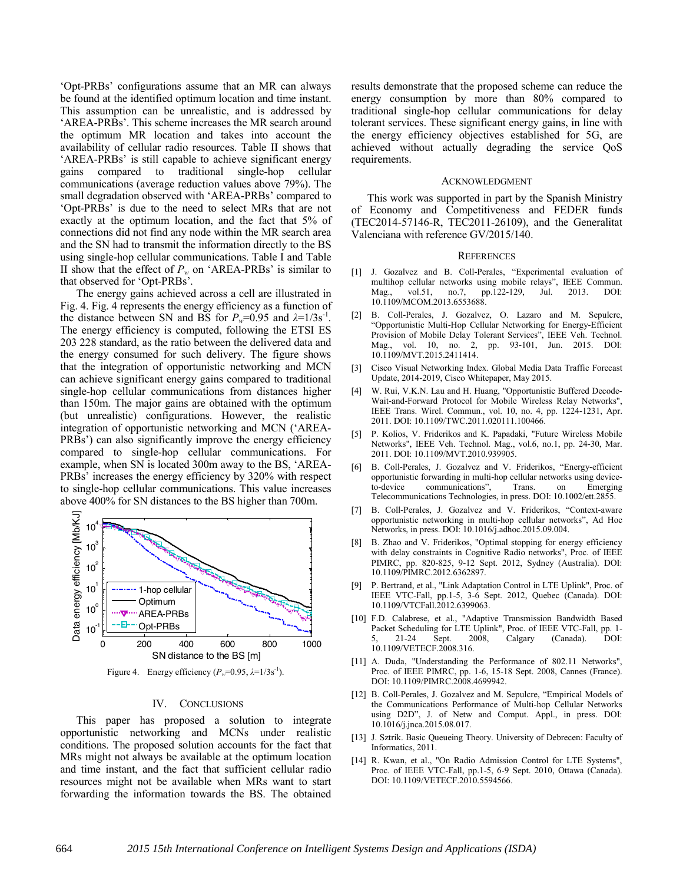'Opt-PRBs' configurations assume that an MR can always be found at the identified optimum location and time instant. This assumption can be unrealistic, and is addressed by 'AREA-PRBs'. This scheme increases the MR search around the optimum MR location and takes into account the availability of cellular radio resources. Table II shows that 'AREA-PRBs' is still capable to achieve significant energy gains compared to traditional single-hop cellular communications (average reduction values above 79%). The small degradation observed with 'AREA-PRBs' compared to 'Opt-PRBs' is due to the need to select MRs that are not exactly at the optimum location, and the fact that 5% of connections did not find any node within the MR search area and the SN had to transmit the information directly to the BS using single-hop cellular communications. Table I and Table II show that the effect of $P_w$ on 'AREA-PRBs' is similar to that observed for 'Opt-PRBs'.

The energy gains achieved across a cell are illustrated in Fig. 4. Fig. 4 represents the energy efficiency as a function of the distance between SN and BS for $P_w$=0.95 and $\lambda$=1/3s$^{-1}$. The energy efficiency is computed, following the ETSI ES 203 228 standard, as the ratio between the delivered data and the energy consumed for such delivery. The figure shows that the integration of opportunistic networking and MCN can achieve significant energy gains compared to traditional single-hop cellular communications from distances higher than 150m. The major gains are obtained with the optimum (but unrealistic) configurations. However, the realistic integration of opportunistic networking and MCN ('AREA-PRBs') can also significantly improve the energy efficiency compared to single-hop cellular communications. For example, when SN is located 300m away to the BS, 'AREA-PRBs' increases the energy efficiency by 320% with respect to single-hop cellular communications. This value increases above 400% for SN distances to the BS higher than 700m.

Data energy efficiency [Mb/KJ]
$10^4$
$10^3$
$10^2$
$10^1$
$10^0$
$10^{-1}$
0
200
400
600
800
1000
SN distance to the BS [m]
1-hop cellular
Optimum
AREA-PRBs
Opt-PRBs

Figure 4. Energy efficiency ($P_w$=0.95, $\lambda$=1/3s$^{-1}$).

## IV. Conclusions

This paper has proposed a solution to integrate opportunistic networking and MCNs under realistic conditions. The proposed solution accounts for the fact that MRs might not always be available at the optimum location and time instant, and the fact that sufficient cellular radio resources might not be available when MRs want to start forwarding the information towards the BS. The obtained results demonstrate that the proposed scheme can reduce the energy consumption by more than 80% compared to traditional single-hop cellular communications for delay tolerant services. These significant energy gains, in line with the energy efficiency objectives established for 5G, are achieved without actually degrading the service QoS requirements.

## Acknowledgment

This work was supported in part by the Spanish Ministry of Economy and Competitiveness and FEDER funds (TEC2014-57146-R, TEC2011-26109), and the Generalitat Valenciana with reference GV/2015/140.

## References

[1] J. Gozalvez and B. Coll-Perales, "Experimental evaluation of multihop cellular networks using mobile relays", IEEE Commun. Mag., vol.51, no.7, pp.122-129, Jul. 2013. DOI: 10.1109/MCOM.2013.6553688.

[2] B. Coll-Perales, J. Gozalvez, O. Lazaro and M. Sepulcre, "Opportunistic Multi-Hop Cellular Networking for Energy-Efficient Provision of Mobile Delay Tolerant Services", IEEE Veh. Technol. Mag., vol. 10, no. 2, pp. 93-101, Jun. 2015. DOI: 10.1109/MVT.2015.2411414.

[3] Cisco Visual Networking Index. Global Media Data Traffic Forecast Update, 2014-2019, Cisco Whitepaper, May 2015.

[4] W. Rui, V.K.N. Lau and H. Huang, "Opportunistic Buffered Decode-Wait-and-Forward Protocol for Mobile Wireless Relay Networks", IEEE Trans. Wirel. Commun., vol. 10, no. 4, pp. 1224-1231, Apr. 2011. DOI: 10.1109/TWC.2011.020111.100466.

[5] P. Kolios, V. Friderikos and K. Papadaki, "Future Wireless Mobile Networks", IEEE Veh. Technol. Mag., vol.6, no.1, pp. 24-30, Mar. 2011. DOI: 10.1109/MVT.2010.939905.

[6] B. Coll-Perales, J. Gozalvez and V. Friderikos, "Energy-efficient opportunistic forwarding in multi-hop cellular networks using device-to-device communications", Trans. on Emerging Telecommunications Technologies, in press. DOI: 10.1002/ett.2855.

[7] B. Coll-Perales, J. Gozalvez and V. Friderikos, "Context-aware opportunistic networking in multi-hop cellular networks", Ad Hoc Networks, in press. DOI: 10.1016/j.adhoc.2015.09.004.

[8] B. Zhao and V. Friderikos, "Optimal stopping for energy efficiency with delay constraints in Cognitive Radio networks", Proc. of IEEE PIMRC, pp. 820-825, 9-12 Sept. 2012, Sydney (Australia). DOI: 10.1109/PIMRC.2012.6362897.

[9] P. Bertrand, et al., "Link Adaptation Control in LTE Uplink", Proc. of IEEE VTC-Fall, pp.1-5, 3-6 Sept. 2012, Quebec (Canada). DOI: 10.1109/VTCFall.2012.6399063.

[10] F.D. Calabrese, et al., "Adaptive Transmission Bandwidth Based Packet Scheduling for LTE Uplink", Proc. of IEEE VTC-Fall, pp. 1-5, 21-24 Sept. 2008, Calgary (Canada). DOI: 10.1109/VETECF.2008.316.

[11] A. Duda, "Understanding the Performance of 802.11 Networks", Proc. of IEEE PIMRC, pp. 1-6, 15-18 Sept. 2008, Cannes (France). DOI: 10.1109/PIMRC.2008.4699942.

[12] B. Coll-Perales, J. Gozalvez and M. Sepulcre, "Empirical Models of the Communications Performance of Multi-hop Cellular Networks using D2D", J. of Netw and Comput. Appl., in press. DOI: 10.1016/j.jnca.2015.08.017.

[13] J. Sztrik. Basic Queueing Theory. University of Debrecen: Faculty of Informatics, 2011.

[14] R. Kwan, et al., "On Radio Admission Control for LTE Systems", Proc. of IEEE VTC-Fall, pp.1-5, 6-9 Sept. 2010, Ottawa (Canada). DOI: 10.1109/VETECF.2010.5594566.